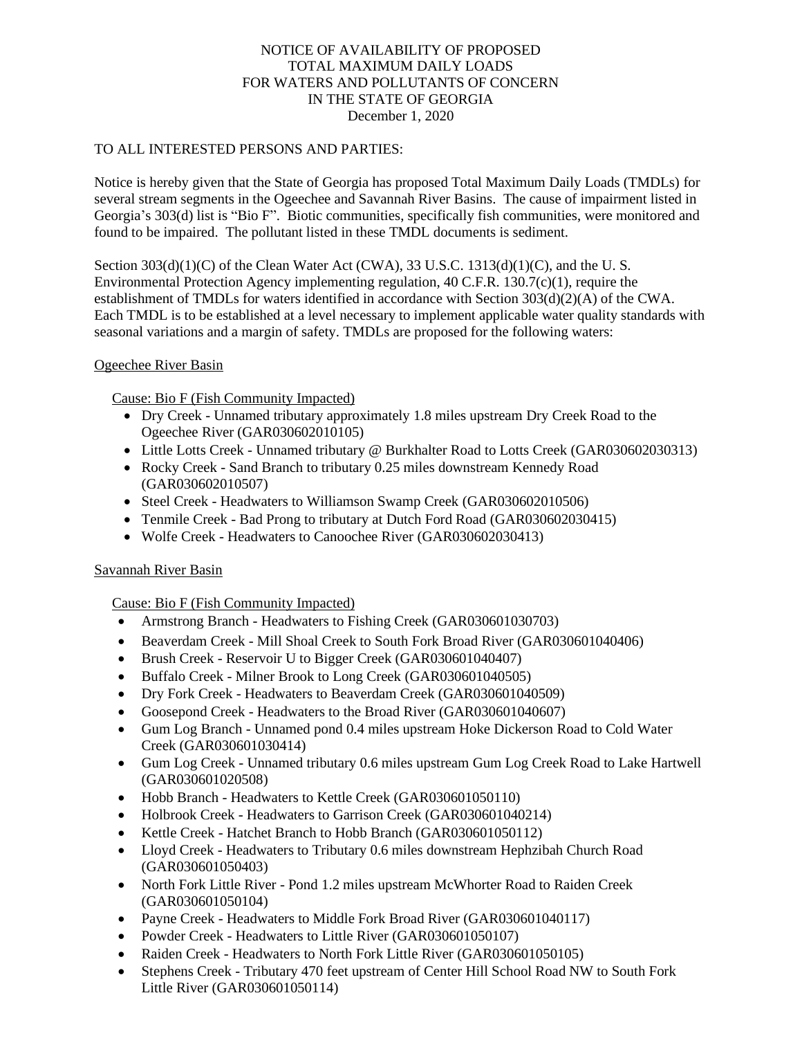NOTICE OF AVAILABILITY OF PROPOSED
TOTAL MAXIMUM DAILY LOADS
FOR WATERS AND POLLUTANTS OF CONCERN
IN THE STATE OF GEORGIA
December 1, 2020

TO ALL INTERESTED PERSONS AND PARTIES:

Notice is hereby given that the State of Georgia has proposed Total Maximum Daily Loads (TMDLs) for several stream segments in the Ogeechee and Savannah River Basins. The cause of impairment listed in Georgia's 303(d) list is "Bio F". Biotic communities, specifically fish communities, were monitored and found to be impaired. The pollutant listed in these TMDL documents is sediment.

Section 303(d)(1)(C) of the Clean Water Act (CWA), 33 U.S.C. 1313(d)(1)(C), and the U. S. Environmental Protection Agency implementing regulation, 40 C.F.R. 130.7(c)(1), require the establishment of TMDLs for waters identified in accordance with Section 303(d)(2)(A) of the CWA. Each TMDL is to be established at a level necessary to implement applicable water quality standards with seasonal variations and a margin of safety. TMDLs are proposed for the following waters:

Ogeechee River Basin

Cause: Bio F (Fish Community Impacted)

- Dry Creek - Unnamed tributary approximately 1.8 miles upstream Dry Creek Road to the Ogeechee River (GAR030602010105)
- Little Lotts Creek - Unnamed tributary @ Burkhalter Road to Lotts Creek (GAR030602030313)
- Rocky Creek - Sand Branch to tributary 0.25 miles downstream Kennedy Road (GAR030602010507)
- Steel Creek - Headwaters to Williamson Swamp Creek (GAR030602010506)
- Tenmile Creek - Bad Prong to tributary at Dutch Ford Road (GAR030602030415)
- Wolfe Creek - Headwaters to Canoochee River (GAR030602030413)

Savannah River Basin

Cause: Bio F (Fish Community Impacted)

- Armstrong Branch - Headwaters to Fishing Creek (GAR030601030703)
- Beaverdam Creek - Mill Shoal Creek to South Fork Broad River (GAR030601040406)
- Brush Creek - Reservoir U to Bigger Creek (GAR030601040407)
- Buffalo Creek - Milner Brook to Long Creek (GAR030601040505)
- Dry Fork Creek - Headwaters to Beaverdam Creek (GAR030601040509)
- Goosepond Creek - Headwaters to the Broad River (GAR030601040607)
- Gum Log Branch - Unnamed pond 0.4 miles upstream Hoke Dickerson Road to Cold Water Creek (GAR030601030414)
- Gum Log Creek - Unnamed tributary 0.6 miles upstream Gum Log Creek Road to Lake Hartwell (GAR030601020508)
- Hobb Branch - Headwaters to Kettle Creek (GAR030601050110)
- Holbrook Creek - Headwaters to Garrison Creek (GAR030601040214)
- Kettle Creek - Hatchet Branch to Hobb Branch (GAR030601050112)
- Lloyd Creek - Headwaters to Tributary 0.6 miles downstream Hephzibah Church Road (GAR030601050403)
- North Fork Little River - Pond 1.2 miles upstream McWhorter Road to Raiden Creek (GAR030601050104)
- Payne Creek - Headwaters to Middle Fork Broad River (GAR030601040117)
- Powder Creek - Headwaters to Little River (GAR030601050107)
- Raiden Creek - Headwaters to North Fork Little River (GAR030601050105)
- Stephens Creek - Tributary 470 feet upstream of Center Hill School Road NW to South Fork Little River (GAR030601050114)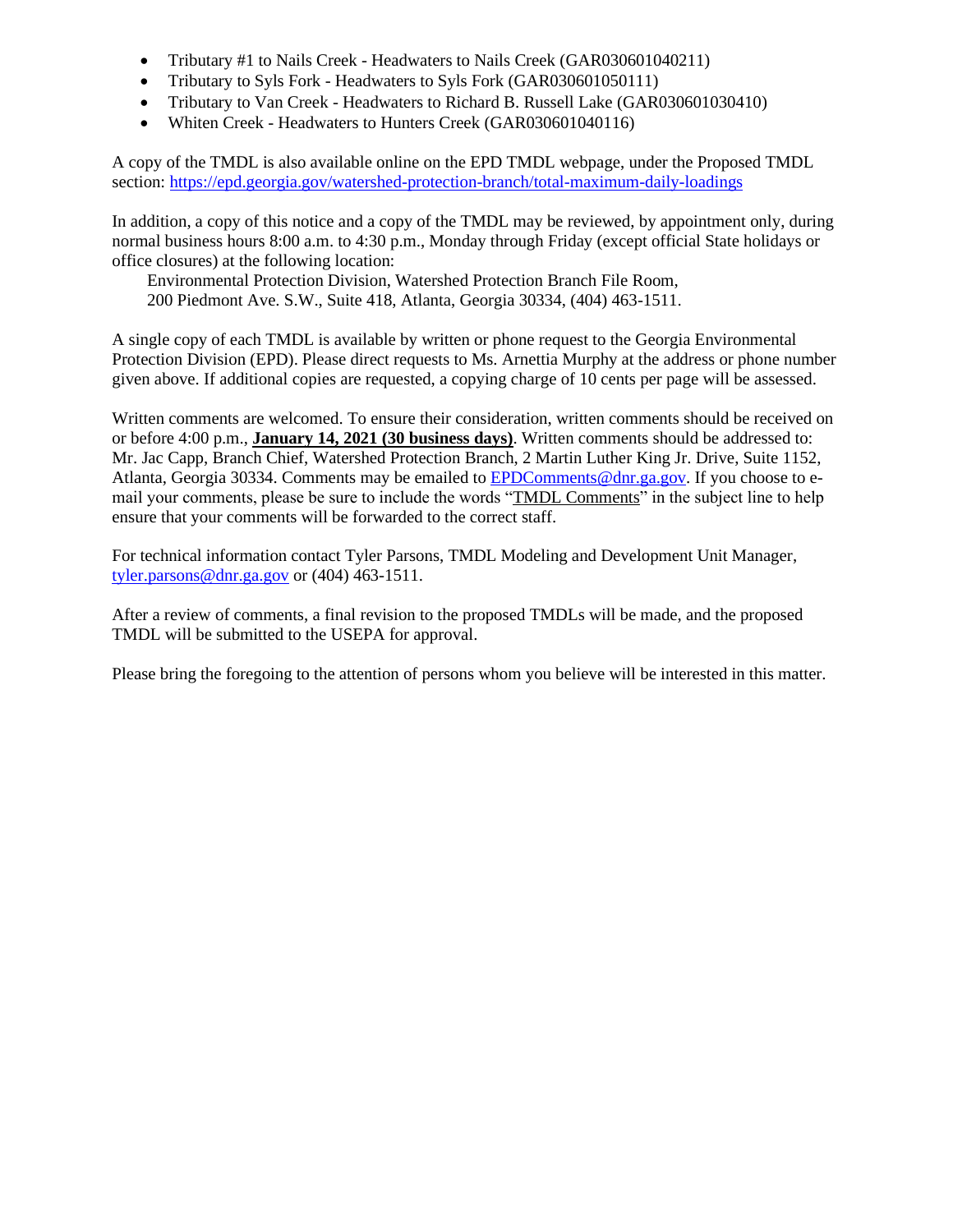- Tributary #1 to Nails Creek - Headwaters to Nails Creek (GAR030601040211)
- Tributary to Syls Fork - Headwaters to Syls Fork (GAR030601050111)
- Tributary to Van Creek - Headwaters to Richard B. Russell Lake (GAR030601030410)
- Whiten Creek - Headwaters to Hunters Creek (GAR030601040116)

A copy of the TMDL is also available online on the EPD TMDL webpage, under the Proposed TMDL section: https://epd.georgia.gov/watershed-protection-branch/total-maximum-daily-loadings

In addition, a copy of this notice and a copy of the TMDL may be reviewed, by appointment only, during normal business hours 8:00 a.m. to 4:30 p.m., Monday through Friday (except official State holidays or office closures) at the following location:

Environmental Protection Division, Watershed Protection Branch File Room,
200 Piedmont Ave. S.W., Suite 418, Atlanta, Georgia 30334, (404) 463-1511.

A single copy of each TMDL is available by written or phone request to the Georgia Environmental Protection Division (EPD). Please direct requests to Ms. Arnettia Murphy at the address or phone number given above. If additional copies are requested, a copying charge of 10 cents per page will be assessed.

Written comments are welcomed. To ensure their consideration, written comments should be received on or before 4:00 p.m., **January 14, 2021 (30 business days)**. Written comments should be addressed to: Mr. Jac Capp, Branch Chief, Watershed Protection Branch, 2 Martin Luther King Jr. Drive, Suite 1152, Atlanta, Georgia 30334. Comments may be emailed to EPDComments@dnr.ga.gov. If you choose to e-mail your comments, please be sure to include the words "TMDL Comments" in the subject line to help ensure that your comments will be forwarded to the correct staff.

For technical information contact Tyler Parsons, TMDL Modeling and Development Unit Manager, tyler.parsons@dnr.ga.gov or (404) 463-1511.

After a review of comments, a final revision to the proposed TMDLs will be made, and the proposed TMDL will be submitted to the USEPA for approval.

Please bring the foregoing to the attention of persons whom you believe will be interested in this matter.